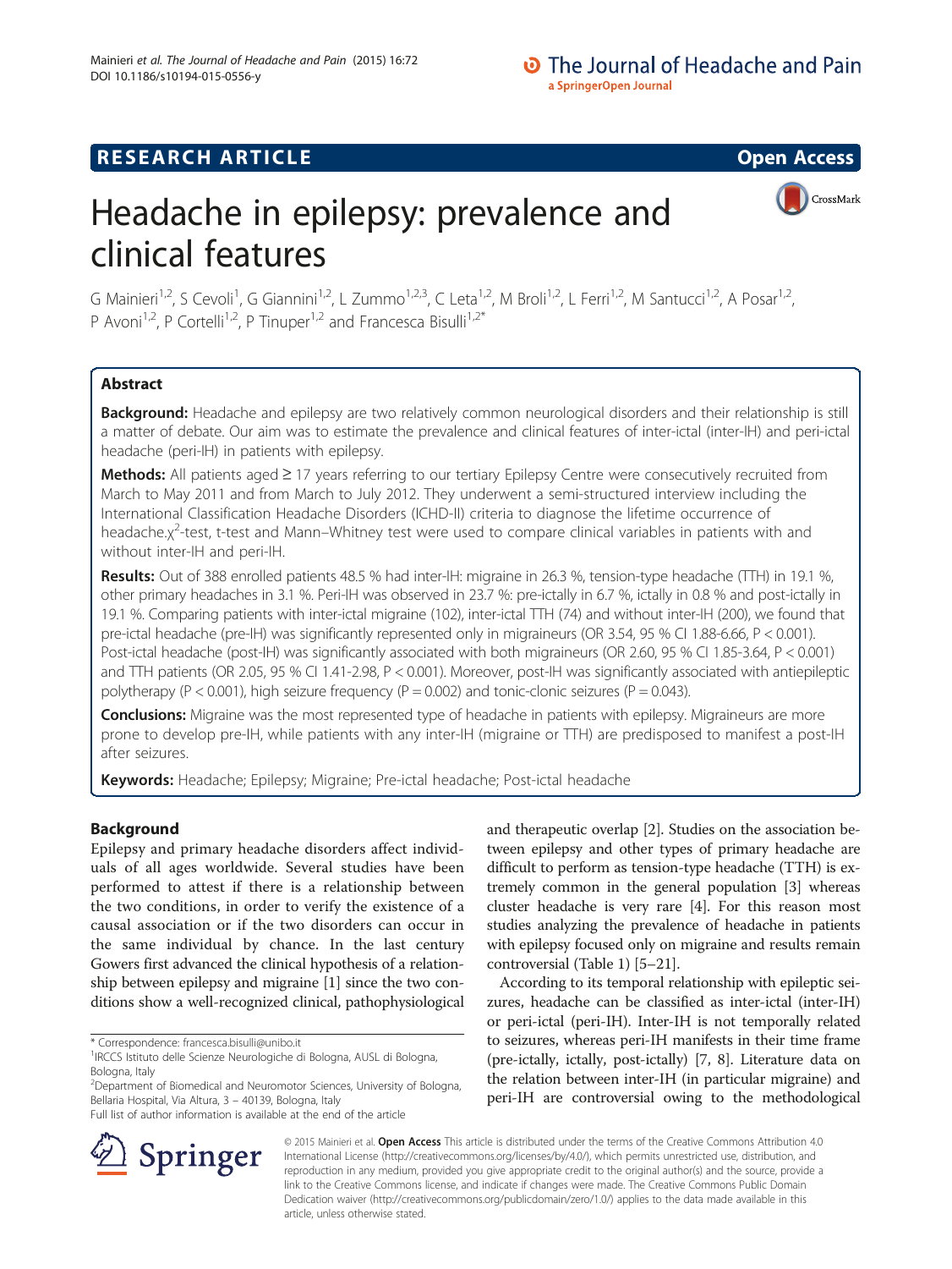RESEARCH ARTICLE — Open Access

# Headache in epilepsy: prevalence and clinical features

G Mainieri[1,2], S Cevoli[1], G Giannini[1,2], L Zummo[1,2,3], C Leta[1,2], M Broli[1,2], L Ferri[1,2], M Santucci[1,2], A Posar[1,2], P Avoni[1,2], P Cortelli[1,2], P Tinuper[1,2] and Francesca Bisulli[1,2*]

## Abstract

**Background:** Headache and epilepsy are two relatively common neurological disorders and their relationship is still a matter of debate. Our aim was to estimate the prevalence and clinical features of inter-ictal (inter-IH) and peri-ictal headache (peri-IH) in patients with epilepsy.

**Methods:** All patients aged ≥ 17 years referring to our tertiary Epilepsy Centre were consecutively recruited from March to May 2011 and from March to July 2012. They underwent a semi-structured interview including the International Classification Headache Disorders (ICHD-II) criteria to diagnose the lifetime occurrence of headache.$\chi^2$-test, t-test and Mann–Whitney test were used to compare clinical variables in patients with and without inter-IH and peri-IH.

**Results:** Out of 388 enrolled patients 48.5 % had inter-IH: migraine in 26.3 %, tension-type headache (TTH) in 19.1 %, other primary headaches in 3.1 %. Peri-IH was observed in 23.7 %: pre-ictally in 6.7 %, ictally in 0.8 % and post-ictally in 19.1 %. Comparing patients with inter-ictal migraine (102), inter-ictal TTH (74) and without inter-IH (200), we found that pre-ictal headache (pre-IH) was significantly represented only in migraineurs (OR 3.54, 95 % CI 1.88-6.66, P < 0.001). Post-ictal headache (post-IH) was significantly associated with both migraineurs (OR 2.60, 95 % CI 1.85-3.64, P < 0.001) and TTH patients (OR 2.05, 95 % CI 1.41-2.98, P < 0.001). Moreover, post-IH was significantly associated with antiepileptic polytherapy (P < 0.001), high seizure frequency (P = 0.002) and tonic-clonic seizures (P = 0.043).

**Conclusions:** Migraine was the most represented type of headache in patients with epilepsy. Migraineurs are more prone to develop pre-IH, while patients with any inter-IH (migraine or TTH) are predisposed to manifest a post-IH after seizures.

**Keywords:** Headache; Epilepsy; Migraine; Pre-ictal headache; Post-ictal headache

## Background

Epilepsy and primary headache disorders affect individuals of all ages worldwide. Several studies have been performed to attest if there is a relationship between the two conditions, in order to verify the existence of a causal association or if the two disorders can occur in the same individual by chance. In the last century Gowers first advanced the clinical hypothesis of a relationship between epilepsy and migraine [1] since the two conditions show a well-recognized clinical, pathophysiological and therapeutic overlap [2]. Studies on the association between epilepsy and other types of primary headache are difficult to perform as tension-type headache (TTH) is extremely common in the general population [3] whereas cluster headache is very rare [4]. For this reason most studies analyzing the prevalence of headache in patients with epilepsy focused only on migraine and results remain controversial (Table 1) [5–21].

According to its temporal relationship with epileptic seizures, headache can be classified as inter-ictal (inter-IH) or peri-ictal (peri-IH). Inter-IH is not temporally related to seizures, whereas peri-IH manifests in their time frame (pre-ictally, ictally, post-ictally) [7, 8]. Literature data on the relation between inter-IH (in particular migraine) and peri-IH are controversial owing to the methodological

\* Correspondence: francesca.bisulli@unibo.it
[1]IRCCS Istituto delle Scienze Neurologiche di Bologna, AUSL di Bologna, Bologna, Italy
[2]Department of Biomedical and Neuromotor Sciences, University of Bologna, Bellaria Hospital, Via Altura, 3 – 40139, Bologna, Italy
Full list of author information is available at the end of the article

© 2015 Mainieri et al. **Open Access** This article is distributed under the terms of the Creative Commons Attribution 4.0 International License (http://creativecommons.org/licenses/by/4.0/), which permits unrestricted use, distribution, and reproduction in any medium, provided you give appropriate credit to the original author(s) and the source, provide a link to the Creative Commons license, and indicate if changes were made. The Creative Commons Public Domain Dedication waiver (http://creativecommons.org/publicdomain/zero/1.0/) applies to the data made available in this article, unless otherwise stated.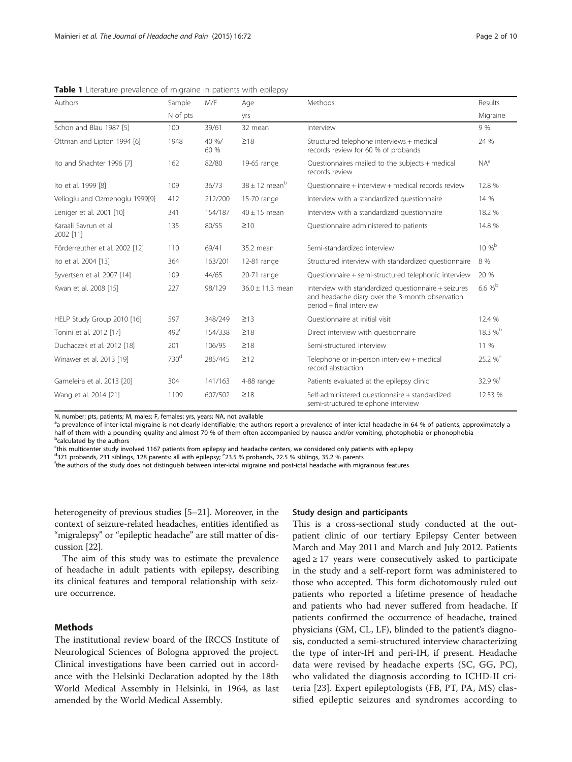**Table 1** Literature prevalence of migraine in patients with epilepsy

| Authors | Sample | M/F | Age | Methods | Results |
|---|---|---|---|---|---|
| | N of pts | | yrs | | Migraine |
| Schon and Blau 1987 [5] | 100 | 39/61 | 32 mean | Interview | 9 % |
| Ottman and Lipton 1994 [6] | 1948 | 40 %/ 60 % | ≥18 | Structured telephone interviews + medical records review for 60 % of probands | 24 % |
| Ito and Shachter 1996 [7] | 162 | 82/80 | 19-65 range | Questionnaires mailed to the subjects + medical records review | NA[a] |
| Ito et al. 1999 [8] | 109 | 36/73 | 38 ± 12 mean[b] | Questionnaire + interview + medical records review | 12.8 % |
| Velioglu and Ozmenoglu 1999[9] | 412 | 212/200 | 15-70 range | Interview with a standardized questionnaire | 14 % |
| Leniger et al. 2001 [10] | 341 | 154/187 | 40 ± 15 mean | Interview with a standardized questionnaire | 18.2 % |
| Karaali Savrun et al. 2002 [11] | 135 | 80/55 | ≥10 | Questionnaire administered to patients | 14.8 % |
| Förderreuther et al. 2002 [12] | 110 | 69/41 | 35.2 mean | Semi-standardized interview | 10 %[b] |
| Ito et al. 2004 [13] | 364 | 163/201 | 12-81 range | Structured interview with standardized questionnaire | 8 % |
| Syvertsen et al. 2007 [14] | 109 | 44/65 | 20-71 range | Questionnaire + semi-structured telephonic interview | 20 % |
| Kwan et al. 2008 [15] | 227 | 98/129 | 36.0 ± 11.3 mean | Interview with standardized questionnaire + seizures and headache diary over the 3-month observation period + final interview | 6.6 %[b] |
| HELP Study Group 2010 [16] | 597 | 348/249 | ≥13 | Questionnaire at initial visit | 12.4 % |
| Tonini et al. 2012 [17] | 492[c] | 154/338 | ≥18 | Direct interview with questionnaire | 18.3 %[b] |
| Duchaczek et al. 2012 [18] | 201 | 106/95 | ≥18 | Semi-structured interview | 11 % |
| Winawer et al. 2013 [19] | 730[d] | 285/445 | ≥12 | Telephone or in-person interview + medical record abstraction | 25.2 %[e] |
| Gameleira et al. 2013 [20] | 304 | 141/163 | 4-88 range | Patients evaluated at the epilepsy clinic | 32.9 %[f] |
| Wang et al. 2014 [21] | 1109 | 607/502 | ≥18 | Self-administered questionnaire + standardized semi-structured telephone interview | 12.53 % |

N, number; pts, patients; M, males; F, females; yrs, years; NA, not available

[a] a prevalence of inter-ictal migraine is not clearly identifiable; the authors report a prevalence of inter-ictal headache in 64 % of patients, approximately a half of them with a pounding quality and almost 70 % of them often accompanied by nausea and/or vomiting, photophobia or phonophobia

[b] calculated by the authors

[c] this multicenter study involved 1167 patients from epilepsy and headache centers, we considered only patients with epilepsy

[d] 371 probands, 231 siblings, 128 parents: all with epilepsy; [e] 23.5 % probands, 22.5 % siblings, 35.2 % parents

[f] the authors of the study does not distinguish between inter-ictal migraine and post-ictal headache with migrainous features

heterogeneity of previous studies [5–21]. Moreover, in the context of seizure-related headaches, entities identified as "migralepsy" or "epileptic headache" are still matter of discussion [22].

The aim of this study was to estimate the prevalence of headache in adult patients with epilepsy, describing its clinical features and temporal relationship with seizure occurrence.

## Methods

The institutional review board of the IRCCS Institute of Neurological Sciences of Bologna approved the project. Clinical investigations have been carried out in accordance with the Helsinki Declaration adopted by the 18th World Medical Assembly in Helsinki, in 1964, as last amended by the World Medical Assembly.

### Study design and participants

This is a cross-sectional study conducted at the outpatient clinic of our tertiary Epilepsy Center between March and May 2011 and March and July 2012. Patients aged ≥ 17 years were consecutively asked to participate in the study and a self-report form was administered to those who accepted. This form dichotomously ruled out patients who reported a lifetime presence of headache and patients who had never suffered from headache. If patients confirmed the occurrence of headache, trained physicians (GM, CL, LF), blinded to the patient's diagnosis, conducted a semi-structured interview characterizing the type of inter-IH and peri-IH, if present. Headache data were revised by headache experts (SC, GG, PC), who validated the diagnosis according to ICHD-II criteria [23]. Expert epileptologists (FB, PT, PA, MS) classified epileptic seizures and syndromes according to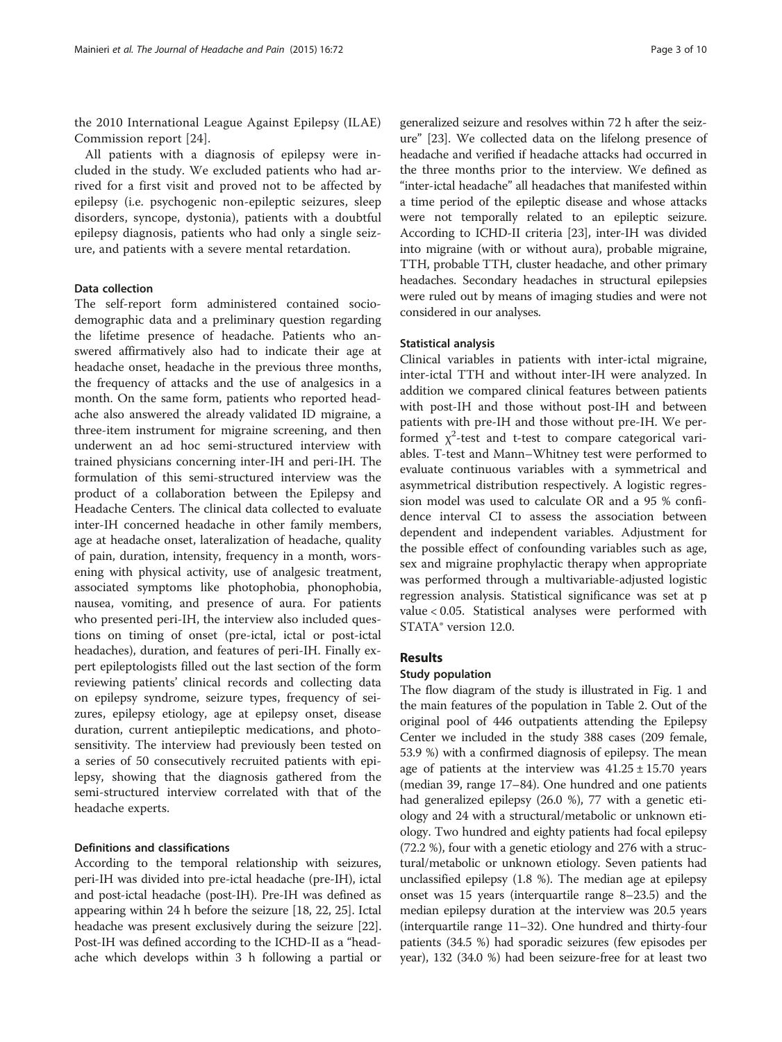the 2010 International League Against Epilepsy (ILAE) Commission report [24].

All patients with a diagnosis of epilepsy were included in the study. We excluded patients who had arrived for a first visit and proved not to be affected by epilepsy (i.e. psychogenic non-epileptic seizures, sleep disorders, syncope, dystonia), patients with a doubtful epilepsy diagnosis, patients who had only a single seizure, and patients with a severe mental retardation.

### Data collection

The self-report form administered contained sociodemographic data and a preliminary question regarding the lifetime presence of headache. Patients who answered affirmatively also had to indicate their age at headache onset, headache in the previous three months, the frequency of attacks and the use of analgesics in a month. On the same form, patients who reported headache also answered the already validated ID migraine, a three-item instrument for migraine screening, and then underwent an ad hoc semi-structured interview with trained physicians concerning inter-IH and peri-IH. The formulation of this semi-structured interview was the product of a collaboration between the Epilepsy and Headache Centers. The clinical data collected to evaluate inter-IH concerned headache in other family members, age at headache onset, lateralization of headache, quality of pain, duration, intensity, frequency in a month, worsening with physical activity, use of analgesic treatment, associated symptoms like photophobia, phonophobia, nausea, vomiting, and presence of aura. For patients who presented peri-IH, the interview also included questions on timing of onset (pre-ictal, ictal or post-ictal headaches), duration, and features of peri-IH. Finally expert epileptologists filled out the last section of the form reviewing patients' clinical records and collecting data on epilepsy syndrome, seizure types, frequency of seizures, epilepsy etiology, age at epilepsy onset, disease duration, current antiepileptic medications, and photosensitivity. The interview had previously been tested on a series of 50 consecutively recruited patients with epilepsy, showing that the diagnosis gathered from the semi-structured interview correlated with that of the headache experts.

### Definitions and classifications

According to the temporal relationship with seizures, peri-IH was divided into pre-ictal headache (pre-IH), ictal and post-ictal headache (post-IH). Pre-IH was defined as appearing within 24 h before the seizure [18, 22, 25]. Ictal headache was present exclusively during the seizure [22]. Post-IH was defined according to the ICHD-II as a "headache which develops within 3 h following a partial or generalized seizure and resolves within 72 h after the seizure" [23]. We collected data on the lifelong presence of headache and verified if headache attacks had occurred in the three months prior to the interview. We defined as "inter-ictal headache" all headaches that manifested within a time period of the epileptic disease and whose attacks were not temporally related to an epileptic seizure. According to ICHD-II criteria [23], inter-IH was divided into migraine (with or without aura), probable migraine, TTH, probable TTH, cluster headache, and other primary headaches. Secondary headaches in structural epilepsies were ruled out by means of imaging studies and were not considered in our analyses.

### Statistical analysis

Clinical variables in patients with inter-ictal migraine, inter-ictal TTH and without inter-IH were analyzed. In addition we compared clinical features between patients with post-IH and those without post-IH and between patients with pre-IH and those without pre-IH. We performed $\chi^2$-test and t-test to compare categorical variables. T-test and Mann–Whitney test were performed to evaluate continuous variables with a symmetrical and asymmetrical distribution respectively. A logistic regression model was used to calculate OR and a 95 % confidence interval CI to assess the association between dependent and independent variables. Adjustment for the possible effect of confounding variables such as age, sex and migraine prophylactic therapy when appropriate was performed through a multivariable-adjusted logistic regression analysis. Statistical significance was set at p value < 0.05. Statistical analyses were performed with STATA® version 12.0.

## Results

### Study population

The flow diagram of the study is illustrated in Fig. 1 and the main features of the population in Table 2. Out of the original pool of 446 outpatients attending the Epilepsy Center we included in the study 388 cases (209 female, 53.9 %) with a confirmed diagnosis of epilepsy. The mean age of patients at the interview was $41.25 \pm 15.70$ years (median 39, range 17–84). One hundred and one patients had generalized epilepsy (26.0 %), 77 with a genetic etiology and 24 with a structural/metabolic or unknown etiology. Two hundred and eighty patients had focal epilepsy (72.2 %), four with a genetic etiology and 276 with a structural/metabolic or unknown etiology. Seven patients had unclassified epilepsy (1.8 %). The median age at epilepsy onset was 15 years (interquartile range 8–23.5) and the median epilepsy duration at the interview was 20.5 years (interquartile range 11–32). One hundred and thirty-four patients (34.5 %) had sporadic seizures (few episodes per year), 132 (34.0 %) had been seizure-free for at least two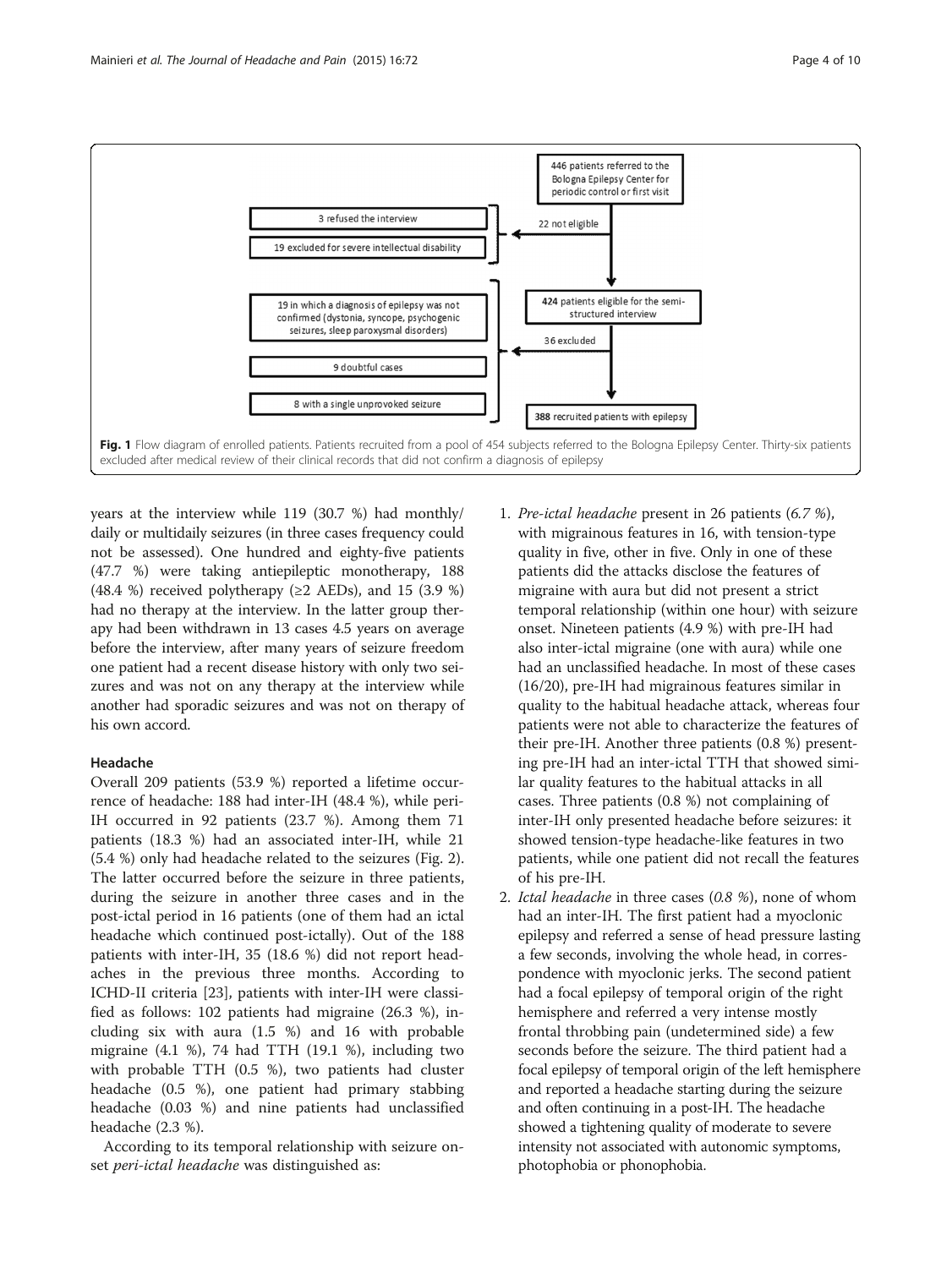446 patients referred to the Bologna Epilepsy Center for periodic control or first visit

3 refused the interview

19 excluded for severe intellectual disability

22 not eligible

424 patients eligible for the semi-structured interview

19 in which a diagnosis of epilepsy was not confirmed (dystonia, syncope, psychogenic seizures, sleep paroxysmal disorders)

36 excluded

9 doubtful cases

8 with a single unprovoked seizure

388 recruited patients with epilepsy

**Fig. 1** Flow diagram of enrolled patients. Patients recruited from a pool of 454 subjects referred to the Bologna Epilepsy Center. Thirty-six patients excluded after medical review of their clinical records that did not confirm a diagnosis of epilepsy

years at the interview while 119 (30.7 %) had monthly/daily or multidaily seizures (in three cases frequency could not be assessed). One hundred and eighty-five patients (47.7 %) were taking antiepileptic monotherapy, 188 (48.4 %) received polytherapy (≥2 AEDs), and 15 (3.9 %) had no therapy at the interview. In the latter group therapy had been withdrawn in 13 cases 4.5 years on average before the interview, after many years of seizure freedom one patient had a recent disease history with only two seizures and was not on any therapy at the interview while another had sporadic seizures and was not on therapy of his own accord.

### Headache

Overall 209 patients (53.9 %) reported a lifetime occurrence of headache: 188 had inter-IH (48.4 %), while peri-IH occurred in 92 patients (23.7 %). Among them 71 patients (18.3 %) had an associated inter-IH, while 21 (5.4 %) only had headache related to the seizures (Fig. 2). The latter occurred before the seizure in three patients, during the seizure in another three cases and in the post-ictal period in 16 patients (one of them had an ictal headache which continued post-ictally). Out of the 188 patients with inter-IH, 35 (18.6 %) did not report headaches in the previous three months. According to ICHD-II criteria [23], patients with inter-IH were classified as follows: 102 patients had migraine (26.3 %), including six with aura (1.5 %) and 16 with probable migraine (4.1 %), 74 had TTH (19.1 %), including two with probable TTH (0.5 %), two patients had cluster headache (0.5 %), one patient had primary stabbing headache (0.03 %) and nine patients had unclassified headache (2.3 %).

According to its temporal relationship with seizure onset *peri-ictal headache* was distinguished as:

1. *Pre-ictal headache* present in 26 patients (*6.7 %*), with migrainous features in 16, with tension-type quality in five, other in five. Only in one of these patients did the attacks disclose the features of migraine with aura but did not present a strict temporal relationship (within one hour) with seizure onset. Nineteen patients (4.9 %) with pre-IH had also inter-ictal migraine (one with aura) while one had an unclassified headache. In most of these cases (16/20), pre-IH had migrainous features similar in quality to the habitual headache attack, whereas four patients were not able to characterize the features of their pre-IH. Another three patients (0.8 %) presenting pre-IH had an inter-ictal TTH that showed similar quality features to the habitual attacks in all cases. Three patients (0.8 %) not complaining of inter-IH only presented headache before seizures: it showed tension-type headache-like features in two patients, while one patient did not recall the features of his pre-IH.
2. *Ictal headache* in three cases (*0.8 %*), none of whom had an inter-IH. The first patient had a myoclonic epilepsy and referred a sense of head pressure lasting a few seconds, involving the whole head, in correspondence with myoclonic jerks. The second patient had a focal epilepsy of temporal origin of the right hemisphere and referred a very intense mostly frontal throbbing pain (undetermined side) a few seconds before the seizure. The third patient had a focal epilepsy of temporal origin of the left hemisphere and reported a headache starting during the seizure and often continuing in a post-IH. The headache showed a tightening quality of moderate to severe intensity not associated with autonomic symptoms, photophobia or phonophobia.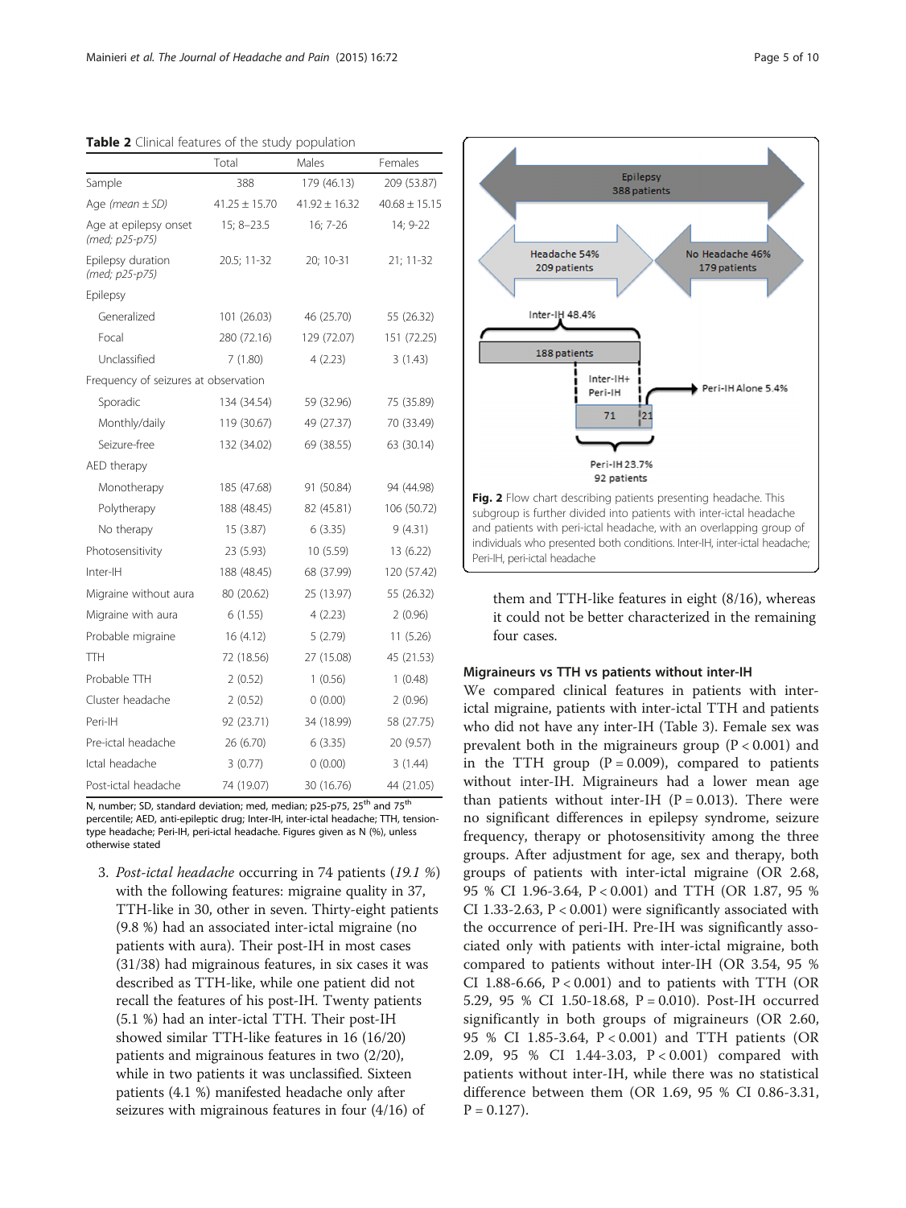**Table 2** Clinical features of the study population

| | Total | Males | Females |
|---|---|---|---|
| Sample | 388 | 179 (46.13) | 209 (53.87) |
| Age *(mean ± SD)* | 41.25 ± 15.70 | 41.92 ± 16.32 | 40.68 ± 15.15 |
| Age at epilepsy onset *(med; p25-p75)* | 15; 8–23.5 | 16; 7-26 | 14; 9-22 |
| Epilepsy duration *(med; p25-p75)* | 20.5; 11-32 | 20; 10-31 | 21; 11-32 |
| Epilepsy | | | |
| Generalized | 101 (26.03) | 46 (25.70) | 55 (26.32) |
| Focal | 280 (72.16) | 129 (72.07) | 151 (72.25) |
| Unclassified | 7 (1.80) | 4 (2.23) | 3 (1.43) |
| Frequency of seizures at observation | | | |
| Sporadic | 134 (34.54) | 59 (32.96) | 75 (35.89) |
| Monthly/daily | 119 (30.67) | 49 (27.37) | 70 (33.49) |
| Seizure-free | 132 (34.02) | 69 (38.55) | 63 (30.14) |
| AED therapy | | | |
| Monotherapy | 185 (47.68) | 91 (50.84) | 94 (44.98) |
| Polytherapy | 188 (48.45) | 82 (45.81) | 106 (50.72) |
| No therapy | 15 (3.87) | 6 (3.35) | 9 (4.31) |
| Photosensitivity | 23 (5.93) | 10 (5.59) | 13 (6.22) |
| Inter-IH | 188 (48.45) | 68 (37.99) | 120 (57.42) |
| Migraine without aura | 80 (20.62) | 25 (13.97) | 55 (26.32) |
| Migraine with aura | 6 (1.55) | 4 (2.23) | 2 (0.96) |
| Probable migraine | 16 (4.12) | 5 (2.79) | 11 (5.26) |
| TTH | 72 (18.56) | 27 (15.08) | 45 (21.53) |
| Probable TTH | 2 (0.52) | 1 (0.56) | 1 (0.48) |
| Cluster headache | 2 (0.52) | 0 (0.00) | 2 (0.96) |
| Peri-IH | 92 (23.71) | 34 (18.99) | 58 (27.75) |
| Pre-ictal headache | 26 (6.70) | 6 (3.35) | 20 (9.57) |
| Ictal headache | 3 (0.77) | 0 (0.00) | 3 (1.44) |
| Post-ictal headache | 74 (19.07) | 30 (16.76) | 44 (21.05) |

N, number; SD, standard deviation; med, median; p25-p75, 25th and 75th percentile; AED, anti-epileptic drug; Inter-IH, inter-ictal headache; TTH, tension-type headache; Peri-IH, peri-ictal headache. Figures given as N (%), unless otherwise stated

3. *Post-ictal headache* occurring in 74 patients (*19.1 %*) with the following features: migraine quality in 37, TTH-like in 30, other in seven. Thirty-eight patients (9.8 %) had an associated inter-ictal migraine (no patients with aura). Their post-IH in most cases (31/38) had migrainous features, in six cases it was described as TTH-like, while one patient did not recall the features of his post-IH. Twenty patients (5.1 %) had an inter-ictal TTH. Their post-IH showed similar TTH-like features in 16 (16/20) patients and migrainous features in two (2/20), while in two patients it was unclassified. Sixteen patients (4.1 %) manifested headache only after seizures with migrainous features in four (4/16) of them and TTH-like features in eight (8/16), whereas it could not be better characterized in the remaining four cases.

Epilepsy 388 patients

Headache 54% 209 patients

No Headache 46% 179 patients

Inter-IH 48.4%

188 patients

Inter-IH+ Peri-IH

71

21

Peri-IH Alone 5.4%

Peri-IH 23.7% 92 patients

**Fig. 2** Flow chart describing patients presenting headache. This subgroup is further divided into patients with inter-ictal headache and patients with peri-ictal headache, with an overlapping group of individuals who presented both conditions. Inter-IH, inter-ictal headache; Peri-IH, peri-ictal headache

### Migraineurs vs TTH vs patients without inter-IH

We compared clinical features in patients with inter-ictal migraine, patients with inter-ictal TTH and patients who did not have any inter-IH (Table 3). Female sex was prevalent both in the migraineurs group ($P < 0.001$) and in the TTH group ($P = 0.009$), compared to patients without inter-IH. Migraineurs had a lower mean age than patients without inter-IH ($P = 0.013$). There were no significant differences in epilepsy syndrome, seizure frequency, therapy or photosensitivity among the three groups. After adjustment for age, sex and therapy, both groups of patients with inter-ictal migraine (OR 2.68, 95 % CI 1.96-3.64, $P < 0.001$) and TTH (OR 1.87, 95 % CI 1.33-2.63, $P < 0.001$) were significantly associated with the occurrence of peri-IH. Pre-IH was significantly associated only with patients with inter-ictal migraine, both compared to patients without inter-IH (OR 3.54, 95 % CI 1.88-6.66, $P < 0.001$) and to patients with TTH (OR 5.29, 95 % CI 1.50-18.68, $P = 0.010$). Post-IH occurred significantly in both groups of migraineurs (OR 2.60, 95 % CI 1.85-3.64, $P < 0.001$) and TTH patients (OR 2.09, 95 % CI 1.44-3.03, $P < 0.001$) compared with patients without inter-IH, while there was no statistical difference between them (OR 1.69, 95 % CI 0.86-3.31, $P = 0.127$).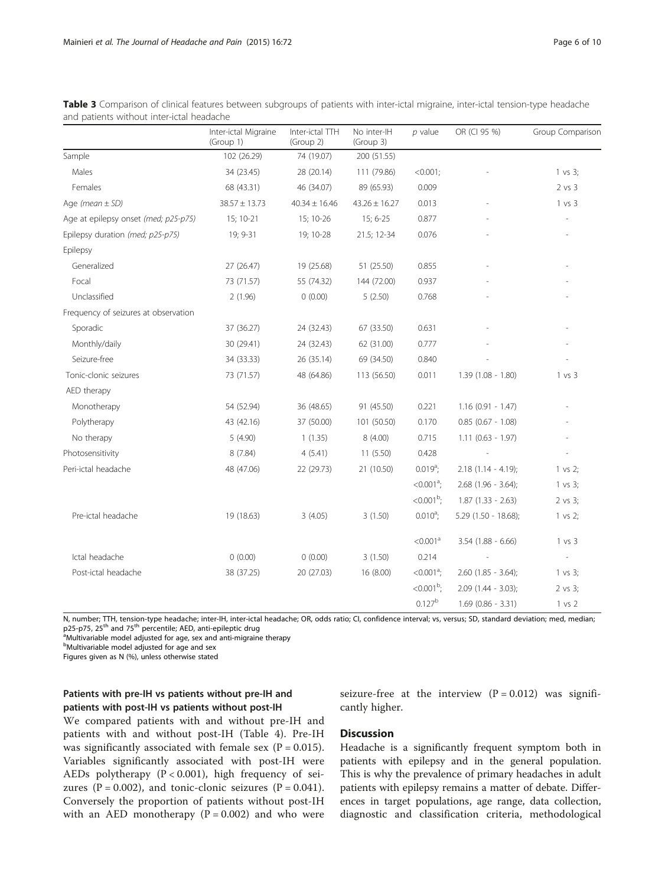**Table 3** Comparison of clinical features between subgroups of patients with inter-ictal migraine, inter-ictal tension-type headache and patients without inter-ictal headache

| | Inter-ictal Migraine (Group 1) | Inter-ictal TTH (Group 2) | No inter-IH (Group 3) | *p* value | OR (CI 95 %) | Group Comparison |
|---|---|---|---|---|---|---|
| Sample | 102 (26.29) | 74 (19.07) | 200 (51.55) | | | |
| Males | 34 (23.45) | 28 (20.14) | 111 (79.86) | <0.001; | - | 1 vs 3; |
| Females | 68 (43.31) | 46 (34.07) | 89 (65.93) | 0.009 | | 2 vs 3 |
| Age (*mean ± SD)* | 38.57 ± 13.73 | 40.34 ± 16.46 | 43.26 ± 16.27 | 0.013 | - | 1 vs 3 |
| Age at epilepsy onset (*med; p25-p75)* | 15; 10-21 | 15; 10-26 | 15; 6-25 | 0.877 | - | - |
| Epilepsy duration (*med; p25-p75)* | 19; 9-31 | 19; 10-28 | 21.5; 12-34 | 0.076 | - | - |
| Epilepsy | | | | | | |
| Generalized | 27 (26.47) | 19 (25.68) | 51 (25.50) | 0.855 | - | - |
| Focal | 73 (71.57) | 55 (74.32) | 144 (72.00) | 0.937 | - | - |
| Unclassified | 2 (1.96) | 0 (0.00) | 5 (2.50) | 0.768 | - | - |
| Frequency of seizures at observation | | | | | | |
| Sporadic | 37 (36.27) | 24 (32.43) | 67 (33.50) | 0.631 | - | - |
| Monthly/daily | 30 (29.41) | 24 (32.43) | 62 (31.00) | 0.777 | - | - |
| Seizure-free | 34 (33.33) | 26 (35.14) | 69 (34.50) | 0.840 | - | - |
| Tonic-clonic seizures | 73 (71.57) | 48 (64.86) | 113 (56.50) | 0.011 | 1.39 (1.08 - 1.80) | 1 vs 3 |
| AED therapy | | | | | | |
| Monotherapy | 54 (52.94) | 36 (48.65) | 91 (45.50) | 0.221 | 1.16 (0.91 - 1.47) | - |
| Polytherapy | 43 (42.16) | 37 (50.00) | 101 (50.50) | 0.170 | 0.85 (0.67 - 1.08) | - |
| No therapy | 5 (4.90) | 1 (1.35) | 8 (4.00) | 0.715 | 1.11 (0.63 - 1.97) | - |
| Photosensitivity | 8 (7.84) | 4 (5.41) | 11 (5.50) | 0.428 | - | - |
| Peri-ictal headache | 48 (47.06) | 22 (29.73) | 21 (10.50) | 0.019[a]; | 2.18 (1.14 - 4.19); | 1 vs 2; |
| | | | | <0.001[a]; | 2.68 (1.96 - 3.64); | 1 vs 3; |
| | | | | <0.001[b]; | 1.87 (1.33 - 2.63) | 2 vs 3; |
| Pre-ictal headache | 19 (18.63) | 3 (4.05) | 3 (1.50) | 0.010[a]; | 5.29 (1.50 - 18.68); | 1 vs 2; |
| | | | | <0.001[a] | 3.54 (1.88 - 6.66) | 1 vs 3 |
| Ictal headache | 0 (0.00) | 0 (0.00) | 3 (1.50) | 0.214 | - | - |
| Post-ictal headache | 38 (37.25) | 20 (27.03) | 16 (8.00) | <0.001[a]; | 2.60 (1.85 - 3.64); | 1 vs 3; |
| | | | | <0.001[b]; | 2.09 (1.44 - 3.03); | 2 vs 3; |
| | | | | 0.127[b] | 1.69 (0.86 - 3.31) | 1 vs 2 |

N, number; TTH, tension-type headache; inter-IH, inter-ictal headache; OR, odds ratio; CI, confidence interval; vs, versus; SD, standard deviation; med, median; p25-p75, 25th and 75th percentile; AED, anti-epileptic drug

[a]Multivariable model adjusted for age, sex and anti-migraine therapy

[b]Multivariable model adjusted for age and sex

Figures given as N (%), unless otherwise stated

### Patients with pre-IH vs patients without pre-IH and patients with post-IH vs patients without post-IH

We compared patients with and without pre-IH and patients with and without post-IH (Table 4). Pre-IH was significantly associated with female sex ($P = 0.015$). Variables significantly associated with post-IH were AEDs polytherapy ($P < 0.001$), high frequency of seizures ($P = 0.002$), and tonic-clonic seizures ($P = 0.041$). Conversely the proportion of patients without post-IH with an AED monotherapy ($P = 0.002$) and who were seizure-free at the interview ($P = 0.012$) was significantly higher.

## Discussion

Headache is a significantly frequent symptom both in patients with epilepsy and in the general population. This is why the prevalence of primary headaches in adult patients with epilepsy remains a matter of debate. Differences in target populations, age range, data collection, diagnostic and classification criteria, methodological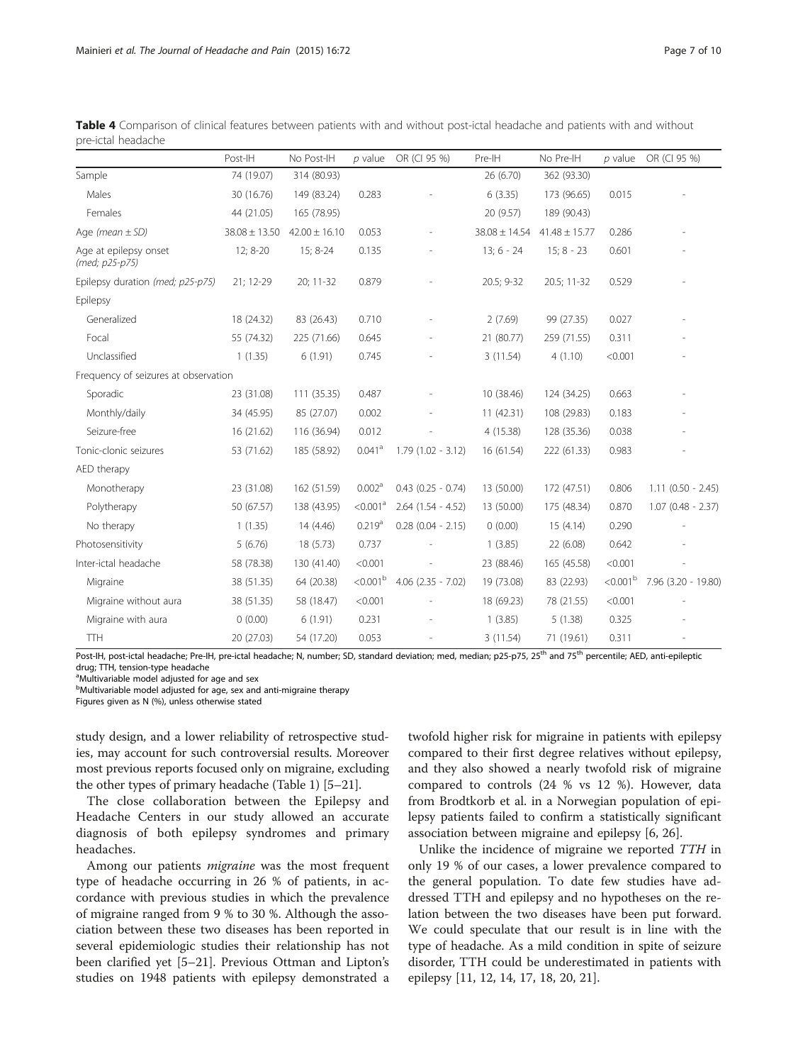**Table 4** Comparison of clinical features between patients with and without post-ictal headache and patients with and without pre-ictal headache

| | Post-IH | No Post-IH | *p* value | OR (CI 95 %) | Pre-IH | No Pre-IH | *p* value | OR (CI 95 %) |
|---|---|---|---|---|---|---|---|---|
| Sample | 74 (19.07) | 314 (80.93) | | | 26 (6.70) | 362 (93.30) | | |
| Males | 30 (16.76) | 149 (83.24) | 0.283 | - | 6 (3.35) | 173 (96.65) | 0.015 | - |
| Females | 44 (21.05) | 165 (78.95) | | | 20 (9.57) | 189 (90.43) | | |
| Age *(mean ± SD)* | 38.08 ± 13.50 | 42.00 ± 16.10 | 0.053 | - | 38.08 ± 14.54 | 41.48 ± 15.77 | 0.286 | - |
| Age at epilepsy onset *(med; p25-p75)* | 12; 8-20 | 15; 8-24 | 0.135 | - | 13; 6 - 24 | 15; 8 - 23 | 0.601 | - |
| Epilepsy duration *(med; p25-p75)* | 21; 12-29 | 20; 11-32 | 0.879 | - | 20.5; 9-32 | 20.5; 11-32 | 0.529 | - |
| Epilepsy | | | | | | | | |
| Generalized | 18 (24.32) | 83 (26.43) | 0.710 | - | 2 (7.69) | 99 (27.35) | 0.027 | - |
| Focal | 55 (74.32) | 225 (71.66) | 0.645 | - | 21 (80.77) | 259 (71.55) | 0.311 | - |
| Unclassified | 1 (1.35) | 6 (1.91) | 0.745 | - | 3 (11.54) | 4 (1.10) | <0.001 | - |
| Frequency of seizures at observation | | | | | | | | |
| Sporadic | 23 (31.08) | 111 (35.35) | 0.487 | - | 10 (38.46) | 124 (34.25) | 0.663 | - |
| Monthly/daily | 34 (45.95) | 85 (27.07) | 0.002 | - | 11 (42.31) | 108 (29.83) | 0.183 | - |
| Seizure-free | 16 (21.62) | 116 (36.94) | 0.012 | - | 4 (15.38) | 128 (35.36) | 0.038 | - |
| Tonic-clonic seizures | 53 (71.62) | 185 (58.92) | 0.041[a] | 1.79 (1.02 - 3.12) | 16 (61.54) | 222 (61.33) | 0.983 | - |
| AED therapy | | | | | | | | |
| Monotherapy | 23 (31.08) | 162 (51.59) | 0.002[a] | 0.43 (0.25 - 0.74) | 13 (50.00) | 172 (47.51) | 0.806 | 1.11 (0.50 - 2.45) |
| Polytherapy | 50 (67.57) | 138 (43.95) | <0.001[a] | 2.64 (1.54 - 4.52) | 13 (50.00) | 175 (48.34) | 0.870 | 1.07 (0.48 - 2.37) |
| No therapy | 1 (1.35) | 14 (4.46) | 0.219[a] | 0.28 (0.04 - 2.15) | 0 (0.00) | 15 (4.14) | 0.290 | - |
| Photosensitivity | 5 (6.76) | 18 (5.73) | 0.737 | - | 1 (3.85) | 22 (6.08) | 0.642 | - |
| Inter-ictal headache | 58 (78.38) | 130 (41.40) | <0.001 | - | 23 (88.46) | 165 (45.58) | <0.001 | - |
| Migraine | 38 (51.35) | 64 (20.38) | <0.001[b] | 4.06 (2.35 - 7.02) | 19 (73.08) | 83 (22.93) | <0.001[b] | 7.96 (3.20 - 19.80) |
| Migraine without aura | 38 (51.35) | 58 (18.47) | <0.001 | - | 18 (69.23) | 78 (21.55) | <0.001 | - |
| Migraine with aura | 0 (0.00) | 6 (1.91) | 0.231 | - | 1 (3.85) | 5 (1.38) | 0.325 | - |
| TTH | 20 (27.03) | 54 (17.20) | 0.053 | - | 3 (11.54) | 71 (19.61) | 0.311 | - |

Post-IH, post-ictal headache; Pre-IH, pre-ictal headache; N, number; SD, standard deviation; med, median; p25-p75, 25th and 75th percentile; AED, anti-epileptic drug; TTH, tension-type headache
[a]Multivariable model adjusted for age and sex
[b]Multivariable model adjusted for age, sex and anti-migraine therapy
Figures given as N (%), unless otherwise stated

study design, and a lower reliability of retrospective studies, may account for such controversial results. Moreover most previous reports focused only on migraine, excluding the other types of primary headache (Table 1) [5–21].

The close collaboration between the Epilepsy and Headache Centers in our study allowed an accurate diagnosis of both epilepsy syndromes and primary headaches.

Among our patients *migraine* was the most frequent type of headache occurring in 26 % of patients, in accordance with previous studies in which the prevalence of migraine ranged from 9 % to 30 %. Although the association between these two diseases has been reported in several epidemiologic studies their relationship has not been clarified yet [5–21]. Previous Ottman and Lipton's studies on 1948 patients with epilepsy demonstrated a twofold higher risk for migraine in patients with epilepsy compared to their first degree relatives without epilepsy, and they also showed a nearly twofold risk of migraine compared to controls (24 % vs 12 %). However, data from Brodtkorb et al. in a Norwegian population of epilepsy patients failed to confirm a statistically significant association between migraine and epilepsy [6, 26].

Unlike the incidence of migraine we reported *TTH* in only 19 % of our cases, a lower prevalence compared to the general population. To date few studies have addressed TTH and epilepsy and no hypotheses on the relation between the two diseases have been put forward. We could speculate that our result is in line with the type of headache. As a mild condition in spite of seizure disorder, TTH could be underestimated in patients with epilepsy [11, 12, 14, 17, 18, 20, 21].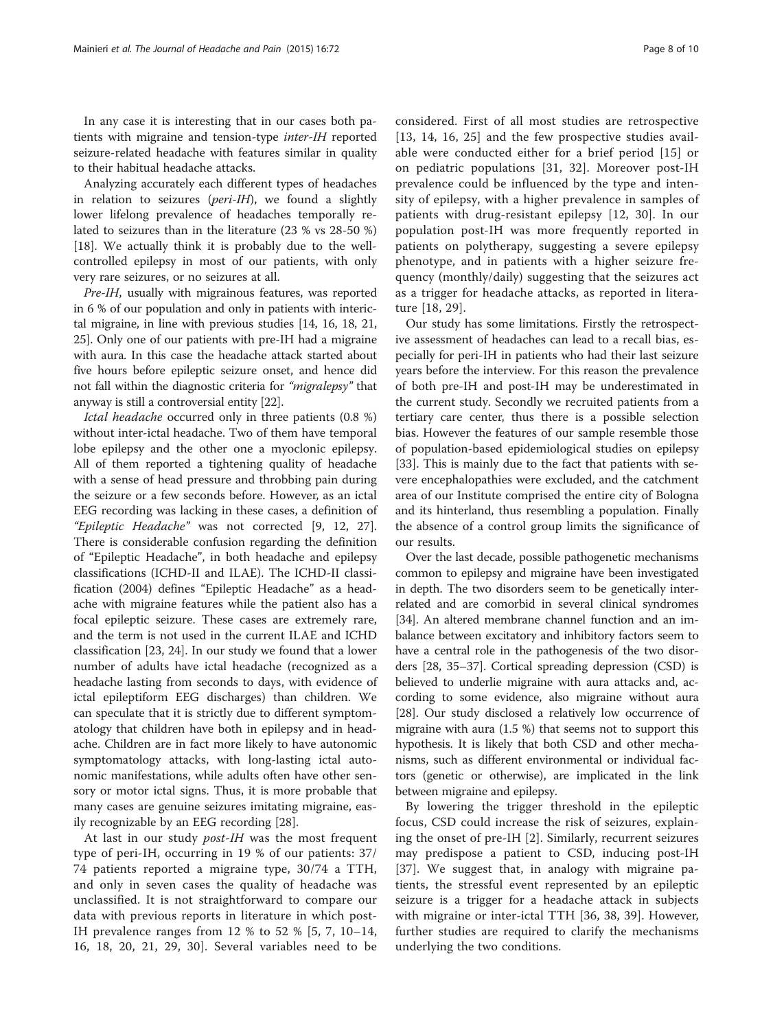In any case it is interesting that in our cases both patients with migraine and tension-type *inter-IH* reported seizure-related headache with features similar in quality to their habitual headache attacks.

Analyzing accurately each different types of headaches in relation to seizures (*peri-IH*), we found a slightly lower lifelong prevalence of headaches temporally related to seizures than in the literature (23 % vs 28-50 %) [18]. We actually think it is probably due to the well-controlled epilepsy in most of our patients, with only very rare seizures, or no seizures at all.

*Pre-IH*, usually with migrainous features, was reported in 6 % of our population and only in patients with interictal migraine, in line with previous studies [14, 16, 18, 21, 25]. Only one of our patients with pre-IH had a migraine with aura. In this case the headache attack started about five hours before epileptic seizure onset, and hence did not fall within the diagnostic criteria for *"migralepsy"* that anyway is still a controversial entity [22].

*Ictal headache* occurred only in three patients (0.8 %) without inter-ictal headache. Two of them have temporal lobe epilepsy and the other one a myoclonic epilepsy. All of them reported a tightening quality of headache with a sense of head pressure and throbbing pain during the seizure or a few seconds before. However, as an ictal EEG recording was lacking in these cases, a definition of *"Epileptic Headache"* was not corrected [9, 12, 27]. There is considerable confusion regarding the definition of "Epileptic Headache", in both headache and epilepsy classifications (ICHD-II and ILAE). The ICHD-II classification (2004) defines "Epileptic Headache" as a headache with migraine features while the patient also has a focal epileptic seizure. These cases are extremely rare, and the term is not used in the current ILAE and ICHD classification [23, 24]. In our study we found that a lower number of adults have ictal headache (recognized as a headache lasting from seconds to days, with evidence of ictal epileptiform EEG discharges) than children. We can speculate that it is strictly due to different symptomatology that children have both in epilepsy and in headache. Children are in fact more likely to have autonomic symptomatology attacks, with long-lasting ictal autonomic manifestations, while adults often have other sensory or motor ictal signs. Thus, it is more probable that many cases are genuine seizures imitating migraine, easily recognizable by an EEG recording [28].

At last in our study *post-IH* was the most frequent type of peri-IH, occurring in 19 % of our patients: 37/74 patients reported a migraine type, 30/74 a TTH, and only in seven cases the quality of headache was unclassified. It is not straightforward to compare our data with previous reports in literature in which post-IH prevalence ranges from 12 % to 52 % [5, 7, 10–14, 16, 18, 20, 21, 29, 30]. Several variables need to be considered. First of all most studies are retrospective [13, 14, 16, 25] and the few prospective studies available were conducted either for a brief period [15] or on pediatric populations [31, 32]. Moreover post-IH prevalence could be influenced by the type and intensity of epilepsy, with a higher prevalence in samples of patients with drug-resistant epilepsy [12, 30]. In our population post-IH was more frequently reported in patients on polytherapy, suggesting a severe epilepsy phenotype, and in patients with a higher seizure frequency (monthly/daily) suggesting that the seizures act as a trigger for headache attacks, as reported in literature [18, 29].

Our study has some limitations. Firstly the retrospective assessment of headaches can lead to a recall bias, especially for peri-IH in patients who had their last seizure years before the interview. For this reason the prevalence of both pre-IH and post-IH may be underestimated in the current study. Secondly we recruited patients from a tertiary care center, thus there is a possible selection bias. However the features of our sample resemble those of population-based epidemiological studies on epilepsy [33]. This is mainly due to the fact that patients with severe encephalopathies were excluded, and the catchment area of our Institute comprised the entire city of Bologna and its hinterland, thus resembling a population. Finally the absence of a control group limits the significance of our results.

Over the last decade, possible pathogenetic mechanisms common to epilepsy and migraine have been investigated in depth. The two disorders seem to be genetically interrelated and are comorbid in several clinical syndromes [34]. An altered membrane channel function and an imbalance between excitatory and inhibitory factors seem to have a central role in the pathogenesis of the two disorders [28, 35–37]. Cortical spreading depression (CSD) is believed to underlie migraine with aura attacks and, according to some evidence, also migraine without aura [28]. Our study disclosed a relatively low occurrence of migraine with aura (1.5 %) that seems not to support this hypothesis. It is likely that both CSD and other mechanisms, such as different environmental or individual factors (genetic or otherwise), are implicated in the link between migraine and epilepsy.

By lowering the trigger threshold in the epileptic focus, CSD could increase the risk of seizures, explaining the onset of pre-IH [2]. Similarly, recurrent seizures may predispose a patient to CSD, inducing post-IH [37]. We suggest that, in analogy with migraine patients, the stressful event represented by an epileptic seizure is a trigger for a headache attack in subjects with migraine or inter-ictal TTH [36, 38, 39]. However, further studies are required to clarify the mechanisms underlying the two conditions.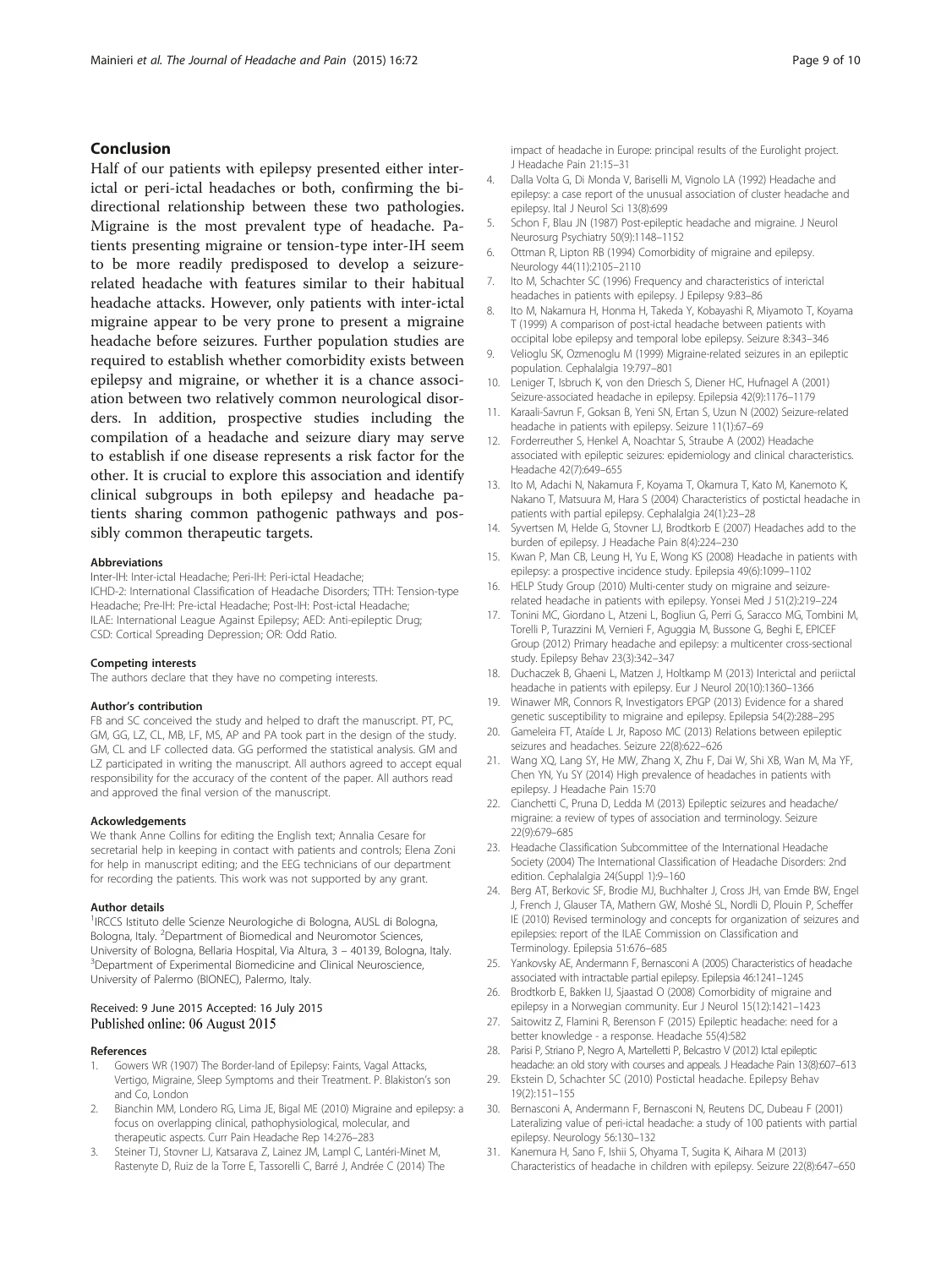## Conclusion

Half of our patients with epilepsy presented either inter-ictal or peri-ictal headaches or both, confirming the bi-directional relationship between these two pathologies. Migraine is the most prevalent type of headache. Patients presenting migraine or tension-type inter-IH seem to be more readily predisposed to develop a seizure-related headache with features similar to their habitual headache attacks. However, only patients with inter-ictal migraine appear to be very prone to present a migraine headache before seizures. Further population studies are required to establish whether comorbidity exists between epilepsy and migraine, or whether it is a chance association between two relatively common neurological disorders. In addition, prospective studies including the compilation of a headache and seizure diary may serve to establish if one disease represents a risk factor for the other. It is crucial to explore this association and identify clinical subgroups in both epilepsy and headache patients sharing common pathogenic pathways and possibly common therapeutic targets.

#### Abbreviations

Inter-IH: Inter-ictal Headache; Peri-IH: Peri-ictal Headache; ICHD-2: International Classification of Headache Disorders; TTH: Tension-type Headache; Pre-IH: Pre-ictal Headache; Post-IH: Post-ictal Headache; ILAE: International League Against Epilepsy; AED: Anti-epileptic Drug; CSD: Cortical Spreading Depression; OR: Odd Ratio.

#### Competing interests

The authors declare that they have no competing interests.

#### Author's contribution

FB and SC conceived the study and helped to draft the manuscript. PT, PC, GM, GG, LZ, CL, MB, LF, MS, AP and PA took part in the design of the study. GM, CL and LF collected data. GG performed the statistical analysis. GM and LZ participated in writing the manuscript. All authors agreed to accept equal responsibility for the accuracy of the content of the paper. All authors read and approved the final version of the manuscript.

#### Ackowledgements

We thank Anne Collins for editing the English text; Annalia Cesare for secretarial help in keeping in contact with patients and controls; Elena Zoni for help in manuscript editing; and the EEG technicians of our department for recording the patients. This work was not supported by any grant.

#### Author details

[1]IRCCS Istituto delle Scienze Neurologiche di Bologna, AUSL di Bologna, Bologna, Italy. [2]Department of Biomedical and Neuromotor Sciences, University of Bologna, Bellaria Hospital, Via Altura, 3 – 40139, Bologna, Italy. [3]Department of Experimental Biomedicine and Clinical Neuroscience, University of Palermo (BIONEC), Palermo, Italy.

Received: 9 June 2015 Accepted: 16 July 2015
Published online: 06 August 2015

#### References

1. Gowers WR (1907) The Border-land of Epilepsy: Faints, Vagal Attacks, Vertigo, Migraine, Sleep Symptoms and their Treatment. P. Blakiston's son and Co, London
2. Bianchin MM, Londero RG, Lima JE, Bigal ME (2010) Migraine and epilepsy: a focus on overlapping clinical, pathophysiological, molecular, and therapeutic aspects. Curr Pain Headache Rep 14:276–283
3. Steiner TJ, Stovner LJ, Katsarava Z, Lainez JM, Lampl C, Lantéri-Minet M, Rastenyte D, Ruiz de la Torre E, Tassorelli C, Barré J, Andrée C (2014) The impact of headache in Europe: principal results of the Eurolight project. J Headache Pain 21:15–31
4. Dalla Volta G, Di Monda V, Bariselli M, Vignolo LA (1992) Headache and epilepsy: a case report of the unusual association of cluster headache and epilepsy. Ital J Neurol Sci 13(8):699
5. Schon F, Blau JN (1987) Post-epileptic headache and migraine. J Neurol Neurosurg Psychiatry 50(9):1148–1152
6. Ottman R, Lipton RB (1994) Comorbidity of migraine and epilepsy. Neurology 44(11):2105–2110
7. Ito M, Schachter SC (1996) Frequency and characteristics of interictal headaches in patients with epilepsy. J Epilepsy 9:83–86
8. Ito M, Nakamura H, Honma H, Takeda Y, Kobayashi R, Miyamoto T, Koyama T (1999) A comparison of post-ictal headache between patients with occipital lobe epilepsy and temporal lobe epilepsy. Seizure 8:343–346
9. Velioglu SK, Ozmenoglu M (1999) Migraine-related seizures in an epileptic population. Cephalalgia 19:797–801
10. Leniger T, Isbruch K, von den Driesch S, Diener HC, Hufnagel A (2001) Seizure-associated headache in epilepsy. Epilepsia 42(9):1176–1179
11. Karaali-Savrun F, Goksan B, Yeni SN, Ertan S, Uzun N (2002) Seizure-related headache in patients with epilepsy. Seizure 11(1):67–69
12. Forderreuther S, Henkel A, Noachtar S, Straube A (2002) Headache associated with epileptic seizures: epidemiology and clinical characteristics. Headache 42(7):649–655
13. Ito M, Adachi N, Nakamura F, Koyama T, Okamura T, Kato M, Kanemoto K, Nakano T, Matsuura M, Hara S (2004) Characteristics of postictal headache in patients with partial epilepsy. Cephalalgia 24(1):23–28
14. Syvertsen M, Helde G, Stovner LJ, Brodtkorb E (2007) Headaches add to the burden of epilepsy. J Headache Pain 8(4):224–230
15. Kwan P, Man CB, Leung H, Yu E, Wong KS (2008) Headache in patients with epilepsy: a prospective incidence study. Epilepsia 49(6):1099–1102
16. HELP Study Group (2010) Multi-center study on migraine and seizure-related headache in patients with epilepsy. Yonsei Med J 51(2):219–224
17. Tonini MC, Giordano L, Atzeni L, Bogliun G, Perri G, Saracco MG, Tombini M, Torelli P, Turazzini M, Vernieri F, Aguggia M, Bussone G, Beghi E, EPICEF Group (2012) Primary headache and epilepsy: a multicenter cross-sectional study. Epilepsy Behav 23(3):342–347
18. Duchaczek B, Ghaeni L, Matzen J, Holtkamp M (2013) Interictal and periictal headache in patients with epilepsy. Eur J Neurol 20(10):1360–1366
19. Winawer MR, Connors R, Investigators EPGP (2013) Evidence for a shared genetic susceptibility to migraine and epilepsy. Epilepsia 54(2):288–295
20. Gameleira FT, Ataíde L Jr, Raposo MC (2013) Relations between epileptic seizures and headaches. Seizure 22(8):622–626
21. Wang XQ, Lang SY, He MW, Zhang X, Zhu F, Dai W, Shi XB, Wan M, Ma YF, Chen YN, Yu SY (2014) High prevalence of headaches in patients with epilepsy. J Headache Pain 15:70
22. Cianchetti C, Pruna D, Ledda M (2013) Epileptic seizures and headache/migraine: a review of types of association and terminology. Seizure 22(9):679–685
23. Headache Classification Subcommittee of the International Headache Society (2004) The International Classification of Headache Disorders: 2nd edition. Cephalalgia 24(Suppl 1):9–160
24. Berg AT, Berkovic SF, Brodie MJ, Buchhalter J, Cross JH, van Emde BW, Engel J, French J, Glauser TA, Mathern GW, Moshé SL, Nordli D, Plouin P, Scheffer IE (2010) Revised terminology and concepts for organization of seizures and epilepsies: report of the ILAE Commission on Classification and Terminology. Epilepsia 51:676–685
25. Yankovsky AE, Andermann F, Bernasconi A (2005) Characteristics of headache associated with intractable partial epilepsy. Epilepsia 46:1241–1245
26. Brodtkorb E, Bakken IJ, Sjaastad O (2008) Comorbidity of migraine and epilepsy in a Norwegian community. Eur J Neurol 15(12):1421–1423
27. Saitowitz Z, Flamini R, Berenson F (2015) Epileptic headache: need for a better knowledge - a response. Headache 55(4):582
28. Parisi P, Striano P, Negro A, Martelletti P, Belcastro V (2012) Ictal epileptic headache: an old story with courses and appeals. J Headache Pain 13(8):607–613
29. Ekstein D, Schachter SC (2010) Postictal headache. Epilepsy Behav 19(2):151–155
30. Bernasconi A, Andermann F, Bernasconi N, Reutens DC, Dubeau F (2001) Lateralizing value of peri-ictal headache: a study of 100 patients with partial epilepsy. Neurology 56:130–132
31. Kanemura H, Sano F, Ishii S, Ohyama T, Sugita K, Aihara M (2013) Characteristics of headache in children with epilepsy. Seizure 22(8):647–650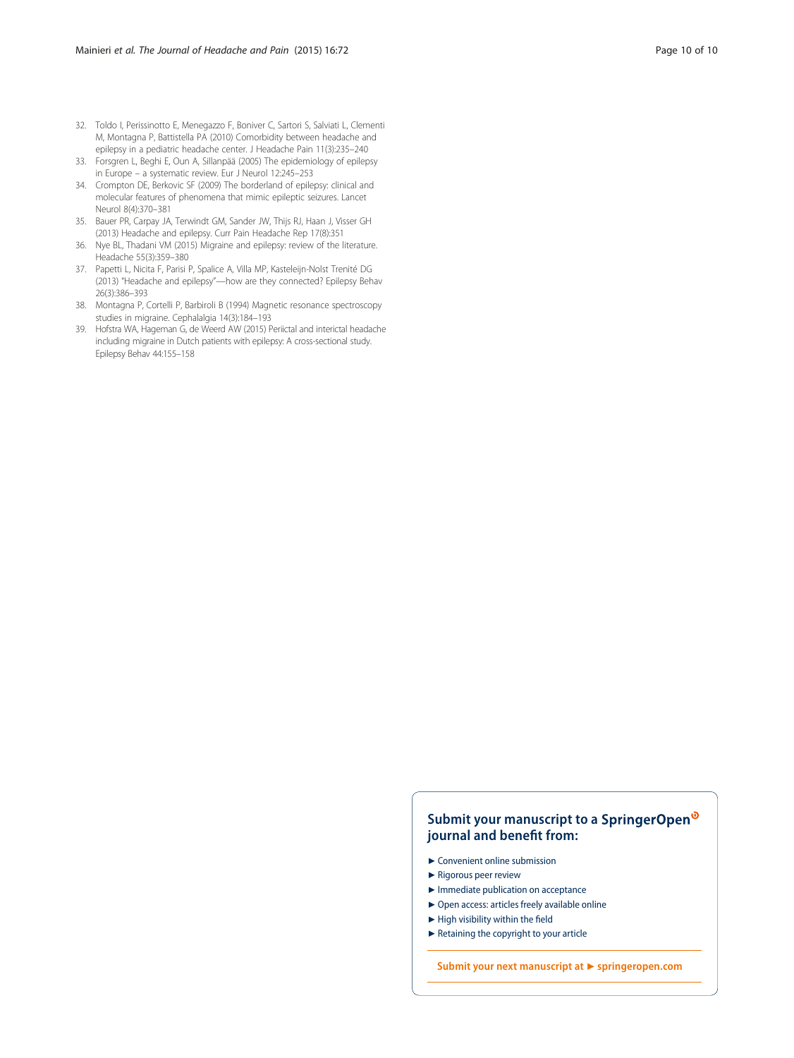32. Toldo I, Perissinotto E, Menegazzo F, Boniver C, Sartori S, Salviati L, Clementi M, Montagna P, Battistella PA (2010) Comorbidity between headache and epilepsy in a pediatric headache center. J Headache Pain 11(3):235–240
33. Forsgren L, Beghi E, Oun A, Sillanpää (2005) The epidemiology of epilepsy in Europe – a systematic review. Eur J Neurol 12:245–253
34. Crompton DE, Berkovic SF (2009) The borderland of epilepsy: clinical and molecular features of phenomena that mimic epileptic seizures. Lancet Neurol 8(4):370–381
35. Bauer PR, Carpay JA, Terwindt GM, Sander JW, Thijs RJ, Haan J, Visser GH (2013) Headache and epilepsy. Curr Pain Headache Rep 17(8):351
36. Nye BL, Thadani VM (2015) Migraine and epilepsy: review of the literature. Headache 55(3):359–380
37. Papetti L, Nicita F, Parisi P, Spalice A, Villa MP, Kasteleijn-Nolst Trenité DG (2013) "Headache and epilepsy"—how are they connected? Epilepsy Behav 26(3):386–393
38. Montagna P, Cortelli P, Barbiroli B (1994) Magnetic resonance spectroscopy studies in migraine. Cephalalgia 14(3):184–193
39. Hofstra WA, Hageman G, de Weerd AW (2015) Periictal and interictal headache including migraine in Dutch patients with epilepsy: A cross-sectional study. Epilepsy Behav 44:155–158

**Submit your manuscript to a SpringerOpen journal and benefit from:**

- ► Convenient online submission
- ► Rigorous peer review
- ► Immediate publication on acceptance
- ► Open access: articles freely available online
- ► High visibility within the field
- ► Retaining the copyright to your article

**Submit your next manuscript at ► springeropen.com**